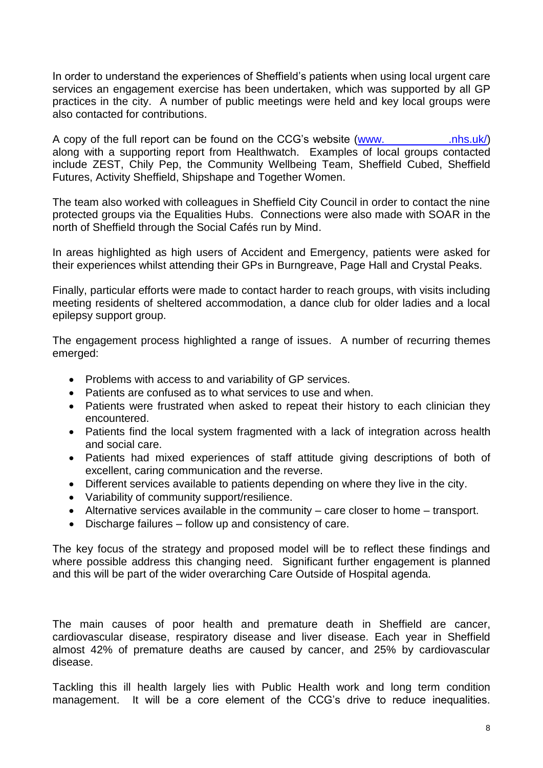In order to understand the experiences of Sheffield's patients when using local urgent care services an engagement exercise has been undertaken, which was supported by all GP practices in the city. A number of public meetings were held and key local groups were also contacted for contributions.

A copy of the full report can be found on the CCG's website (www.                .nhs.uk/) along with a supporting report from Healthwatch. Examples of local groups contacted include ZEST, Chily Pep, the Community Wellbeing Team, Sheffield Cubed, Sheffield Futures, Activity Sheffield, Shipshape and Together Women.

The team also worked with colleagues in Sheffield City Council in order to contact the nine protected groups via the Equalities Hubs. Connections were also made with SOAR in the north of Sheffield through the Social Cafés run by Mind.

In areas highlighted as high users of Accident and Emergency, patients were asked for their experiences whilst attending their GPs in Burngreave, Page Hall and Crystal Peaks.

Finally, particular efforts were made to contact harder to reach groups, with visits including meeting residents of sheltered accommodation, a dance club for older ladies and a local epilepsy support group.

The engagement process highlighted a range of issues. A number of recurring themes emerged:

- Problems with access to and variability of GP services.
- Patients are confused as to what services to use and when.
- Patients were frustrated when asked to repeat their history to each clinician they encountered.
- Patients find the local system fragmented with a lack of integration across health and social care.
- Patients had mixed experiences of staff attitude giving descriptions of both of excellent, caring communication and the reverse.
- Different services available to patients depending on where they live in the city.
- Variability of community support/resilience.
- Alternative services available in the community – care closer to home – transport.
- Discharge failures – follow up and consistency of care.

The key focus of the strategy and proposed model will be to reflect these findings and where possible address this changing need. Significant further engagement is planned and this will be part of the wider overarching Care Outside of Hospital agenda.

The main causes of poor health and premature death in Sheffield are cancer, cardiovascular disease, respiratory disease and liver disease. Each year in Sheffield almost 42% of premature deaths are caused by cancer, and 25% by cardiovascular disease.

Tackling this ill health largely lies with Public Health work and long term condition management. It will be a core element of the CCG's drive to reduce inequalities.